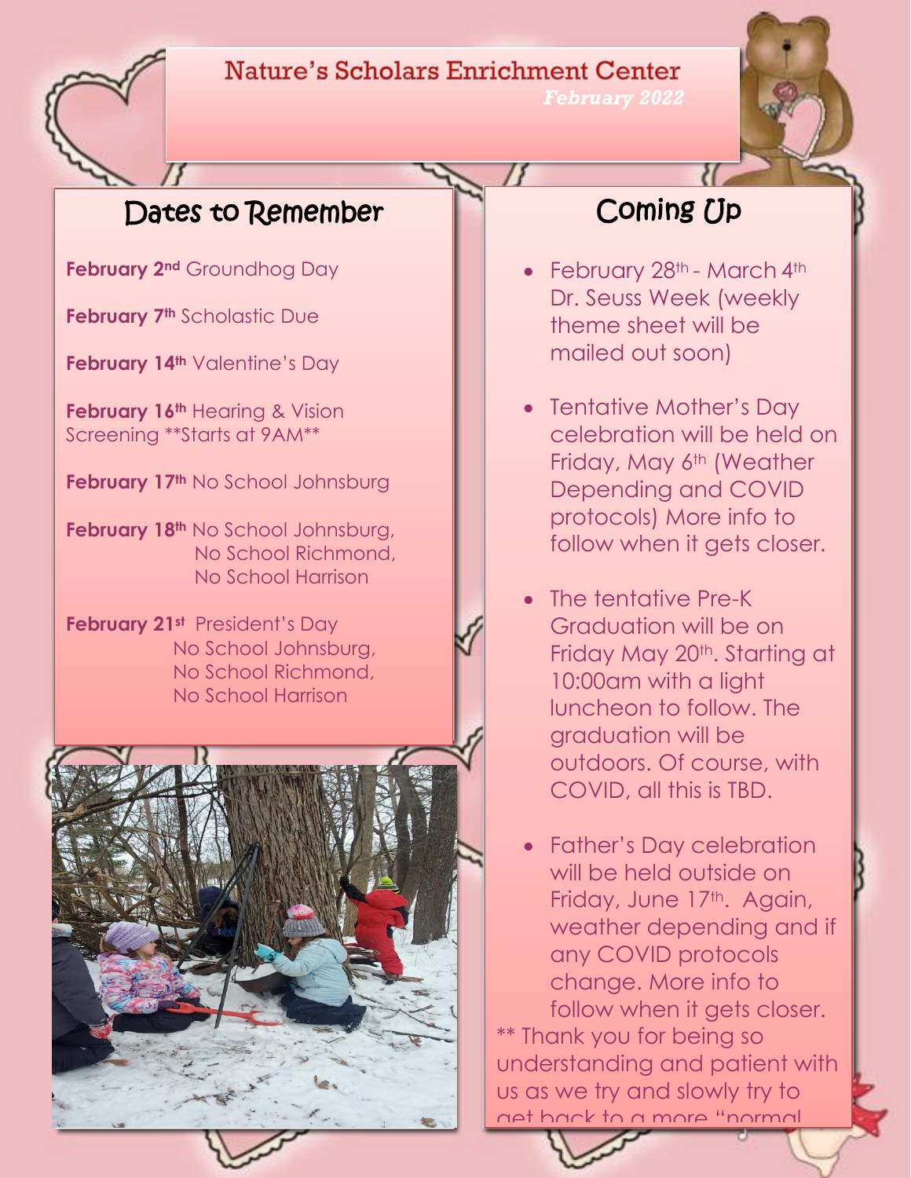# Nature's Scholars Enrichment Center

*February 2022*

## Dates to Remember

**February 2nd** Groundhog Day

**February 7th** Scholastic Due

**February 14th** Valentine's Day

**February 16th** Hearing & Vision Screening **Starts at 9AM**

**February 17th** No School Johnsburg

**February 18th** No School Johnsburg, No School Richmond, No School Harrison

**February 21st** President's Day No School Johnsburg, No School Richmond, No School Harrison

## Coming Up

- February 28th - March 4th Dr. Seuss Week (weekly theme sheet will be mailed out soon)
- Tentative Mother's Day celebration will be held on Friday, May 6th (Weather Depending and COVID protocols) More info to follow when it gets closer.
- The tentative Pre-K Graduation will be on Friday May 20th. Starting at 10:00am with a light luncheon to follow. The graduation will be outdoors. Of course, with COVID, all this is TBD.
- Father's Day celebration will be held outside on Friday, June 17th. Again, weather depending and if any COVID protocols change. More info to follow when it gets closer.

** Thank you for being so understanding and patient with us as we try and slowly try to get back to a more "normal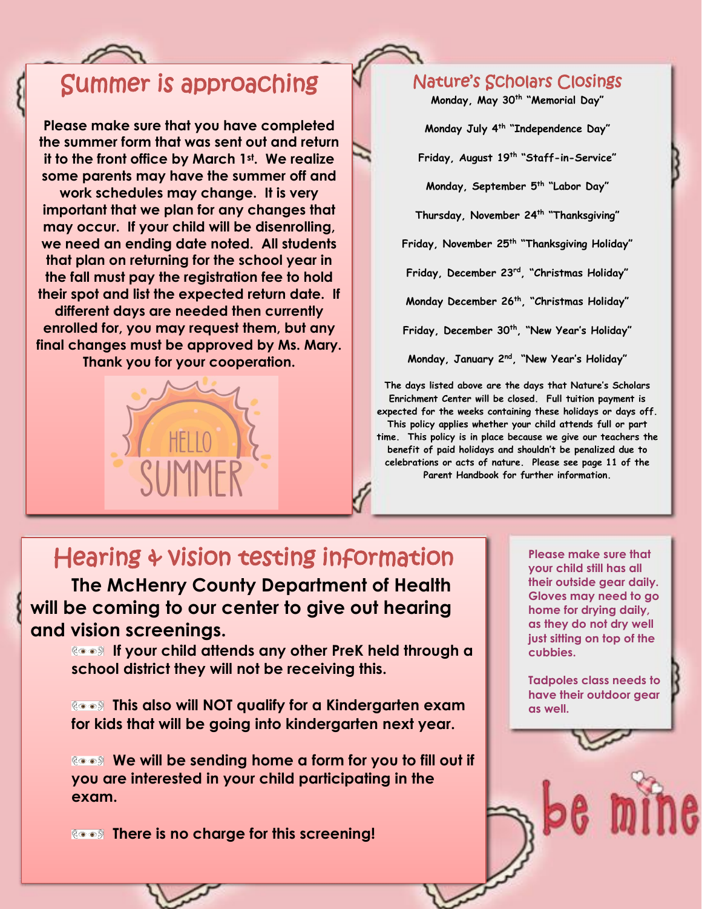## Summer is approaching

**Please make sure that you have completed the summer form that was sent out and return it to the front office by March 1st. We realize some parents may have the summer off and work schedules may change. It is very important that we plan for any changes that may occur. If your child will be disenrolling, we need an ending date noted. All students that plan on returning for the school year in the fall must pay the registration fee to hold their spot and list the expected return date. If different days are needed then currently enrolled for, you may request them, but any final changes must be approved by Ms. Mary. Thank you for your cooperation.**

HELLO SUMMER

## Nature's Scholars Closings

**Monday, May 30th "Memorial Day"**

**Monday July 4th "Independence Day"**

**Friday, August 19th "Staff-in-Service"**

**Monday, September 5th "Labor Day"**

**Thursday, November 24th "Thanksgiving"**

**Friday, November 25th "Thanksgiving Holiday"**

**Friday, December 23rd, "Christmas Holiday"**

**Monday December 26th, "Christmas Holiday"**

**Friday, December 30th, "New Year's Holiday"**

**Monday, January 2nd, "New Year's Holiday"**

**The days listed above are the days that Nature's Scholars Enrichment Center will be closed. Full tuition payment is expected for the weeks containing these holidays or days off. This policy applies whether your child attends full or part time. This policy is in place because we give our teachers the benefit of paid holidays and shouldn't be penalized due to celebrations or acts of nature. Please see page 11 of the Parent Handbook for further information.**

## Hearing & vision testing information

**The McHenry County Department of Health will be coming to our center to give out hearing and vision screenings.**

- **If your child attends any other PreK held through a school district they will not be receiving this.**
- **This also will NOT qualify for a Kindergarten exam for kids that will be going into kindergarten next year.**
- **We will be sending home a form for you to fill out if you are interested in your child participating in the exam.**
- **There is no charge for this screening!**

**Please make sure that your child still has all their outside gear daily. Gloves may need to go home for drying daily, as they do not dry well just sitting on top of the cubbies.**

**Tadpoles class needs to have their outdoor gear as well.**

be mine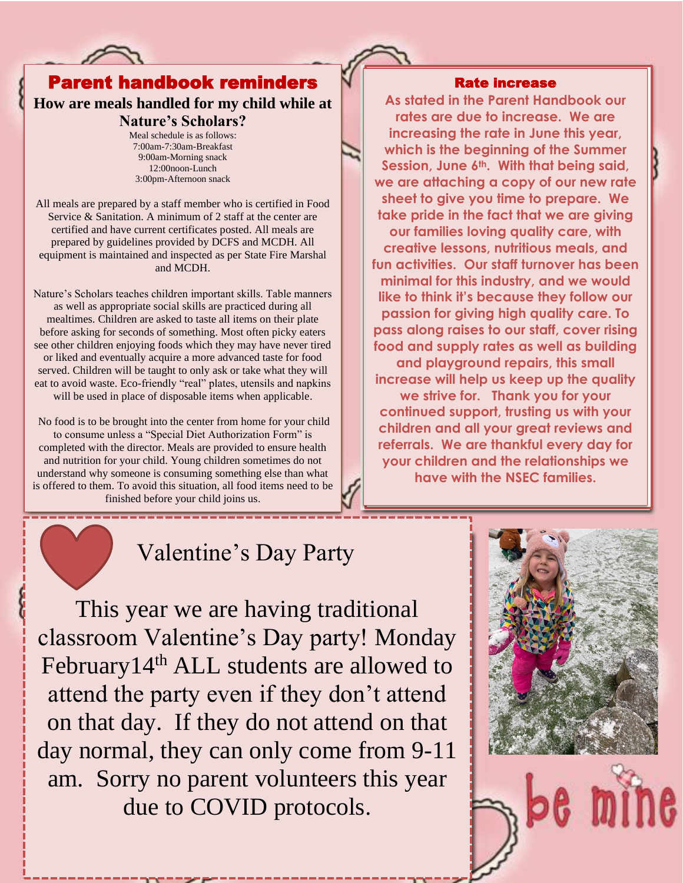## Parent handbook reminders

### How are meals handled for my child while at Nature's Scholars?

Meal schedule is as follows:
7:00am-7:30am-Breakfast
9:00am-Morning snack
12:00noon-Lunch
3:00pm-Afternoon snack

All meals are prepared by a staff member who is certified in Food Service & Sanitation. A minimum of 2 staff at the center are certified and have current certificates posted. All meals are prepared by guidelines provided by DCFS and MCDH. All equipment is maintained and inspected as per State Fire Marshal and MCDH.

Nature's Scholars teaches children important skills. Table manners as well as appropriate social skills are practiced during all mealtimes. Children are asked to taste all items on their plate before asking for seconds of something. Most often picky eaters see other children enjoying foods which they may have never tired or liked and eventually acquire a more advanced taste for food served. Children will be taught to only ask or take what they will eat to avoid waste. Eco-friendly "real" plates, utensils and napkins will be used in place of disposable items when applicable.

No food is to be brought into the center from home for your child to consume unless a "Special Diet Authorization Form" is completed with the director. Meals are provided to ensure health and nutrition for your child. Young children sometimes do not understand why someone is consuming something else than what is offered to them. To avoid this situation, all food items need to be finished before your child joins us.

## Rate increase

**As stated in the Parent Handbook our rates are due to increase. We are increasing the rate in June this year, which is the beginning of the Summer Session, June 6th. With that being said, we are attaching a copy of our new rate sheet to give you time to prepare. We take pride in the fact that we are giving our families loving quality care, with creative lessons, nutritious meals, and fun activities. Our staff turnover has been minimal for this industry, and we would like to think it's because they follow our passion for giving high quality care. To pass along raises to our staff, cover rising food and supply rates as well as building and playground repairs, this small increase will help us keep up the quality we strive for. Thank you for your continued support, trusting us with your children and all your great reviews and referrals. We are thankful every day for your children and the relationships we have with the NSEC families.**

## Valentine's Day Party

This year we are having traditional classroom Valentine's Day party! Monday February14th ALL students are allowed to attend the party even if they don't attend on that day. If they do not attend on that day normal, they can only come from 9-11 am. Sorry no parent volunteers this year due to COVID protocols.

be mine